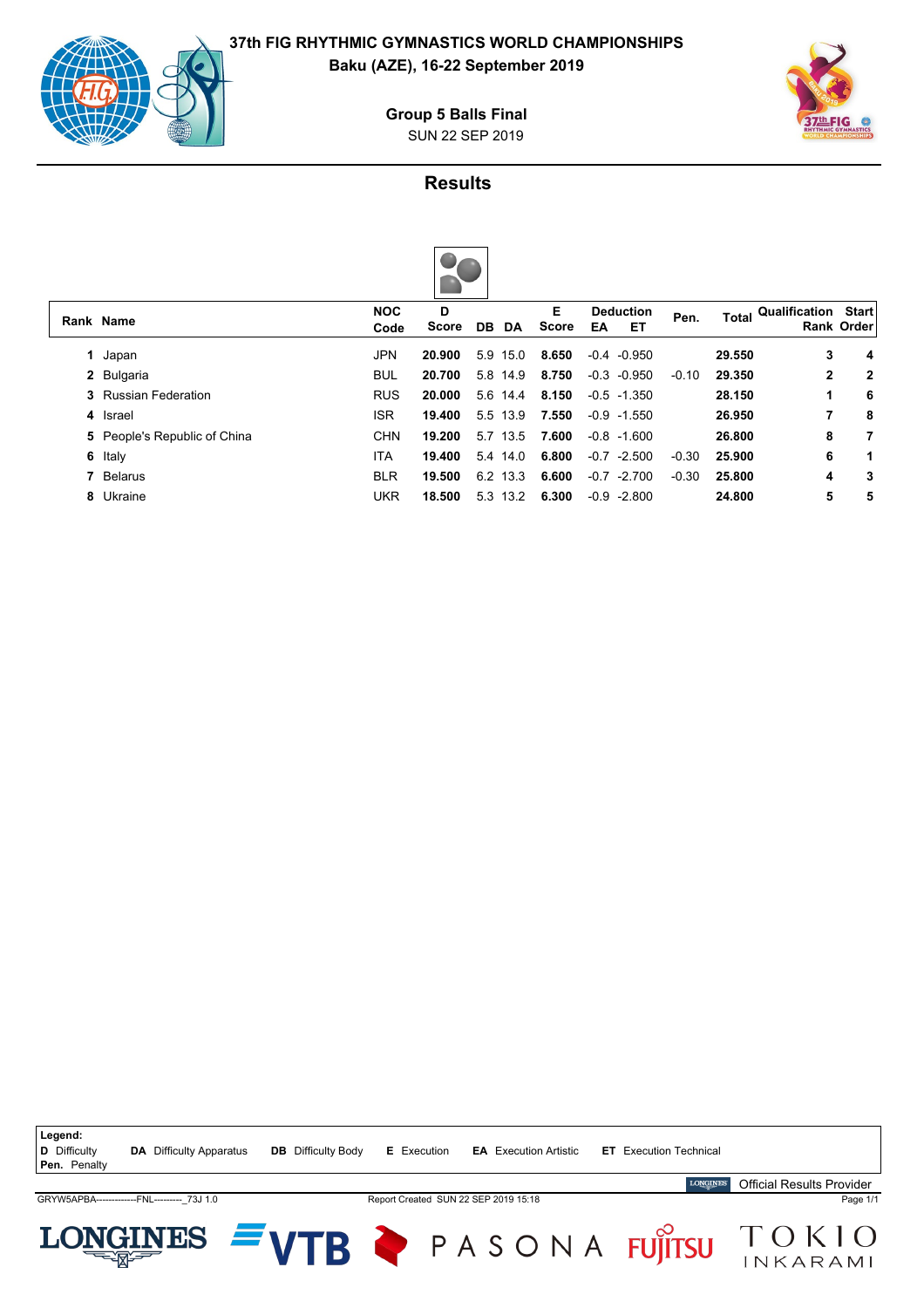**37th FIG RHYTHMIC GYMNASTICS WORLD CHAMPIONSHIPS**
**Baku (AZE), 16-22 September 2019**

**Group 5 Balls Final**
SUN 22 SEP 2019

## Results

| Rank | Name | NOC Code | D Score | DB | DA | E Score | Deduction EA | Deduction ET | Pen. | Total | Qualification Rank | Start Order |
|---|---|---|---|---|---|---|---|---|---|---|---|---|
| 1 | Japan | JPN | **20.900** | 5.9 | 15.0 | **8.650** | -0.4 | -0.950 | | **29.550** | **3** | **4** |
| 2 | Bulgaria | BUL | **20.700** | 5.8 | 14.9 | **8.750** | -0.3 | -0.950 | -0.10 | **29.350** | **2** | **2** |
| 3 | Russian Federation | RUS | **20.000** | 5.6 | 14.4 | **8.150** | -0.5 | -1.350 | | **28.150** | **1** | **6** |
| 4 | Israel | ISR | **19.400** | 5.5 | 13.9 | **7.550** | -0.9 | -1.550 | | **26.950** | **7** | **8** |
| 5 | People's Republic of China | CHN | **19.200** | 5.7 | 13.5 | **7.600** | -0.8 | -1.600 | | **26.800** | **8** | **7** |
| 6 | Italy | ITA | **19.400** | 5.4 | 14.0 | **6.800** | -0.7 | -2.500 | -0.30 | **25.900** | **6** | **1** |
| 7 | Belarus | BLR | **19.500** | 6.2 | 13.3 | **6.600** | -0.7 | -2.700 | -0.30 | **25.800** | **4** | **3** |
| 8 | Ukraine | UKR | **18.500** | 5.3 | 13.2 | **6.300** | -0.9 | -2.800 | | **24.800** | **5** | **5** |

**Legend:**
**D** Difficulty **DA** Difficulty Apparatus **DB** Difficulty Body **E** Execution **EA** Execution Artistic **ET** Execution Technical
**Pen.** Penalty

Official Results Provider

GRYW5APBA--------------FNL----------_73J 1.0 Report Created SUN 22 SEP 2019 15:18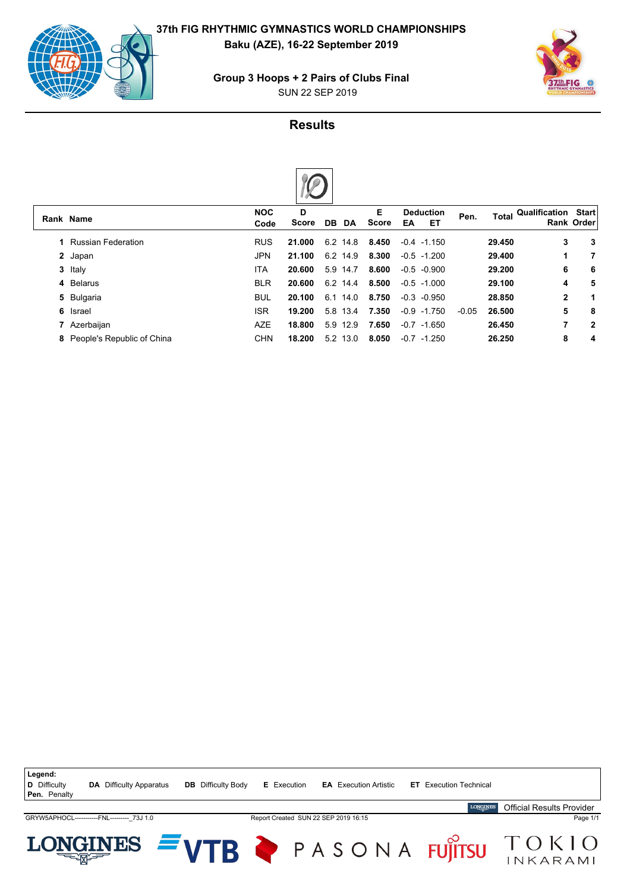**37th FIG RHYTHMIC GYMNASTICS WORLD CHAMPIONSHIPS**
**Baku (AZE), 16-22 September 2019**

**Group 3 Hoops + 2 Pairs of Clubs Final**
SUN 22 SEP 2019

## Results

| Rank | Name | NOC Code | D Score | DB | DA | E Score | Deduction EA | Deduction ET | Pen. | Total | Qualification Rank | Start Order |
|---|---|---|---|---|---|---|---|---|---|---|---|---|
| 1 | Russian Federation | RUS | **21.000** | 6.2 | 14.8 | **8.450** | -0.4 | -1.150 | | **29.450** | 3 | 3 |
| 2 | Japan | JPN | **21.100** | 6.2 | 14.9 | **8.300** | -0.5 | -1.200 | | **29.400** | 1 | 7 |
| 3 | Italy | ITA | **20.600** | 5.9 | 14.7 | **8.600** | -0.5 | -0.900 | | **29.200** | 6 | 6 |
| 4 | Belarus | BLR | **20.600** | 6.2 | 14.4 | **8.500** | -0.5 | -1.000 | | **29.100** | 4 | 5 |
| 5 | Bulgaria | BUL | **20.100** | 6.1 | 14.0 | **8.750** | -0.3 | -0.950 | | **28.850** | 2 | 1 |
| 6 | Israel | ISR | **19.200** | 5.8 | 13.4 | **7.350** | -0.9 | -1.750 | -0.05 | **26.500** | 5 | 8 |
| 7 | Azerbaijan | AZE | **18.800** | 5.9 | 12.9 | **7.650** | -0.7 | -1.650 | | **26.450** | 7 | 2 |
| 8 | People's Republic of China | CHN | **18.200** | 5.2 | 13.0 | **8.050** | -0.7 | -1.250 | | **26.250** | 8 | 4 |

**Legend:**
**D** Difficulty **DA** Difficulty Apparatus **DB** Difficulty Body **E** Execution **EA** Execution Artistic **ET** Execution Technical
**Pen.** Penalty

Official Results Provider

GRYW5APHOCL-----------FNL---------_73J 1.0 Report Created SUN 22 SEP 2019 16:15